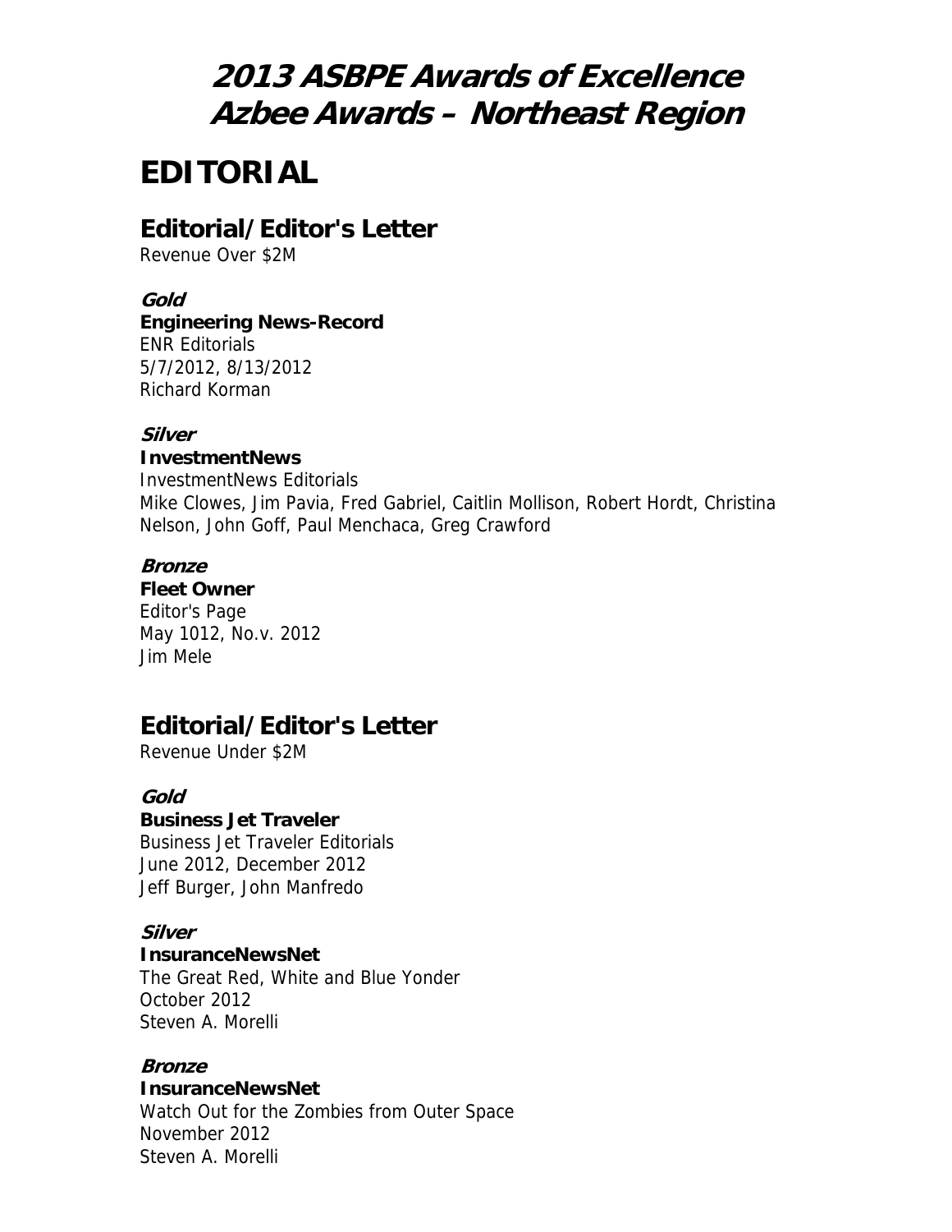# 2013 ASBPE Awards of Excellence
# Azbee Awards – Northeast Region

## EDITORIAL

### Editorial/Editor's Letter

Revenue Over $2M

***Gold***

**Engineering News-Record**
ENR Editorials
5/7/2012, 8/13/2012
Richard Korman

***Silver***

**InvestmentNews**
InvestmentNews Editorials
Mike Clowes, Jim Pavia, Fred Gabriel, Caitlin Mollison, Robert Hordt, Christina Nelson, John Goff, Paul Menchaca, Greg Crawford

***Bronze***

**Fleet Owner**
Editor's Page
May 1012, No.v. 2012
Jim Mele

### Editorial/Editor's Letter

Revenue Under $2M

***Gold***

**Business Jet Traveler**
Business Jet Traveler Editorials
June 2012, December 2012
Jeff Burger, John Manfredo

***Silver***

**InsuranceNewsNet**
The Great Red, White and Blue Yonder
October 2012
Steven A. Morelli

***Bronze***

**InsuranceNewsNet**
Watch Out for the Zombies from Outer Space
November 2012
Steven A. Morelli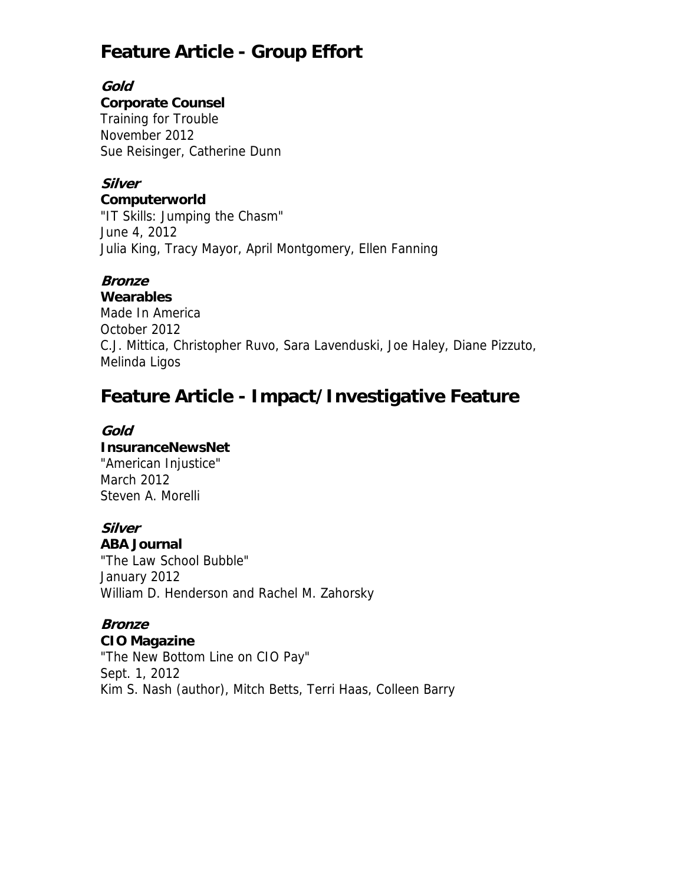## Feature Article - Group Effort

***Gold***
**Corporate Counsel**
Training for Trouble
November 2012
Sue Reisinger, Catherine Dunn

***Silver***
**Computerworld**
"IT Skills: Jumping the Chasm"
June 4, 2012
Julia King, Tracy Mayor, April Montgomery, Ellen Fanning

***Bronze***
**Wearables**
Made In America
October 2012
C.J. Mittica, Christopher Ruvo, Sara Lavenduski, Joe Haley, Diane Pizzuto, Melinda Ligos

## Feature Article - Impact/Investigative Feature

***Gold***
**InsuranceNewsNet**
"American Injustice"
March 2012
Steven A. Morelli

***Silver***
**ABA Journal**
"The Law School Bubble"
January 2012
William D. Henderson and Rachel M. Zahorsky

***Bronze***
**CIO Magazine**
"The New Bottom Line on CIO Pay"
Sept. 1, 2012
Kim S. Nash (author), Mitch Betts, Terri Haas, Colleen Barry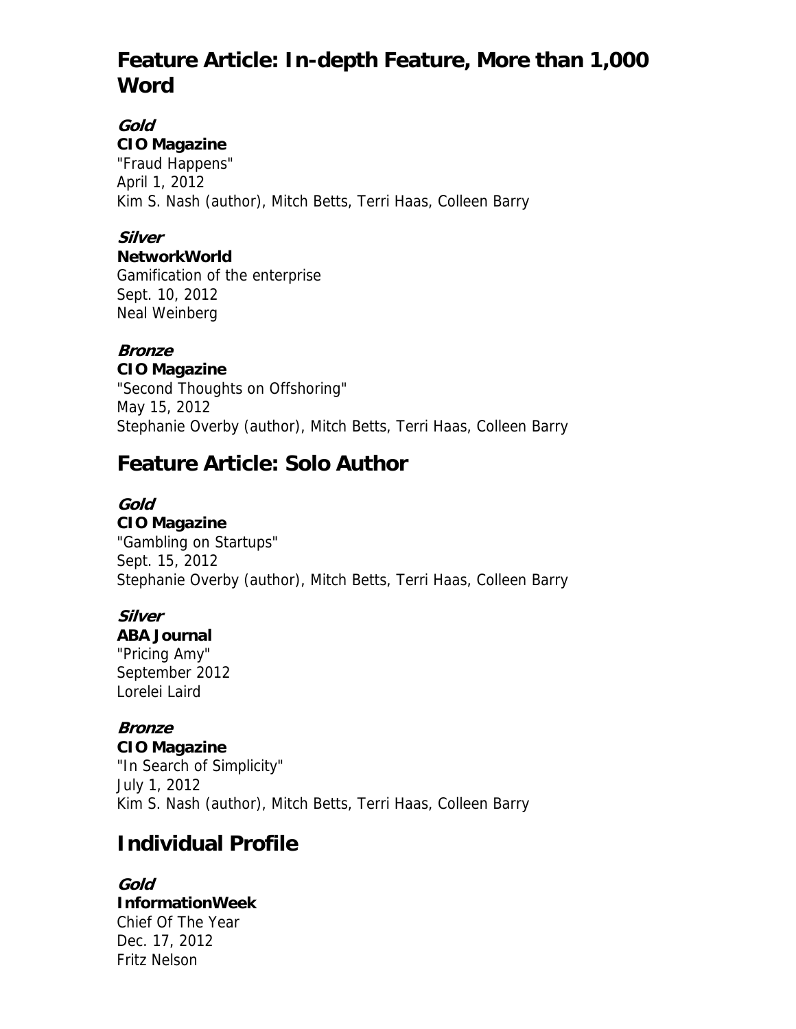## Feature Article: In-depth Feature, More than 1,000 Word

***Gold***
**CIO Magazine**
"Fraud Happens"
April 1, 2012
Kim S. Nash (author), Mitch Betts, Terri Haas, Colleen Barry

***Silver***
**NetworkWorld**
Gamification of the enterprise
Sept. 10, 2012
Neal Weinberg

***Bronze***
**CIO Magazine**
"Second Thoughts on Offshoring"
May 15, 2012
Stephanie Overby (author), Mitch Betts, Terri Haas, Colleen Barry

## Feature Article: Solo Author

***Gold***
**CIO Magazine**
"Gambling on Startups"
Sept. 15, 2012
Stephanie Overby (author), Mitch Betts, Terri Haas, Colleen Barry

***Silver***
**ABA Journal**
"Pricing Amy"
September 2012
Lorelei Laird

***Bronze***
**CIO Magazine**
"In Search of Simplicity"
July 1, 2012
Kim S. Nash (author), Mitch Betts, Terri Haas, Colleen Barry

## Individual Profile

***Gold***
**InformationWeek**
Chief Of The Year
Dec. 17, 2012
Fritz Nelson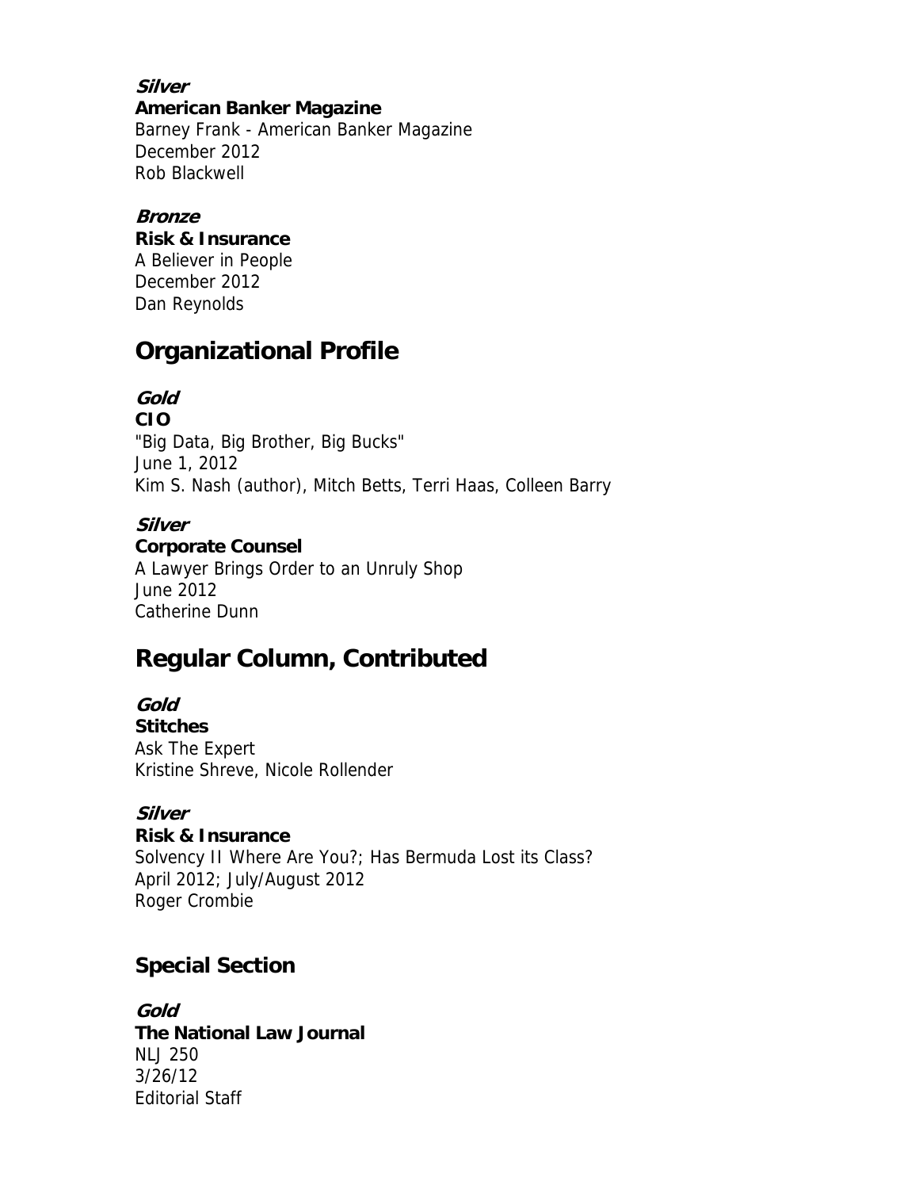***Silver***

**American Banker Magazine**
Barney Frank - American Banker Magazine
December 2012
Rob Blackwell

***Bronze***

**Risk & Insurance**
A Believer in People
December 2012
Dan Reynolds

## Organizational Profile

***Gold***

**CIO**
"Big Data, Big Brother, Big Bucks"
June 1, 2012
Kim S. Nash (author), Mitch Betts, Terri Haas, Colleen Barry

***Silver***

**Corporate Counsel**
A Lawyer Brings Order to an Unruly Shop
June 2012
Catherine Dunn

## Regular Column, Contributed

***Gold***

**Stitches**
Ask The Expert
Kristine Shreve, Nicole Rollender

***Silver***

**Risk & Insurance**
Solvency II Where Are You?; Has Bermuda Lost its Class?
April 2012; July/August 2012
Roger Crombie

## Special Section

***Gold***

**The National Law Journal**
NLJ 250
3/26/12
Editorial Staff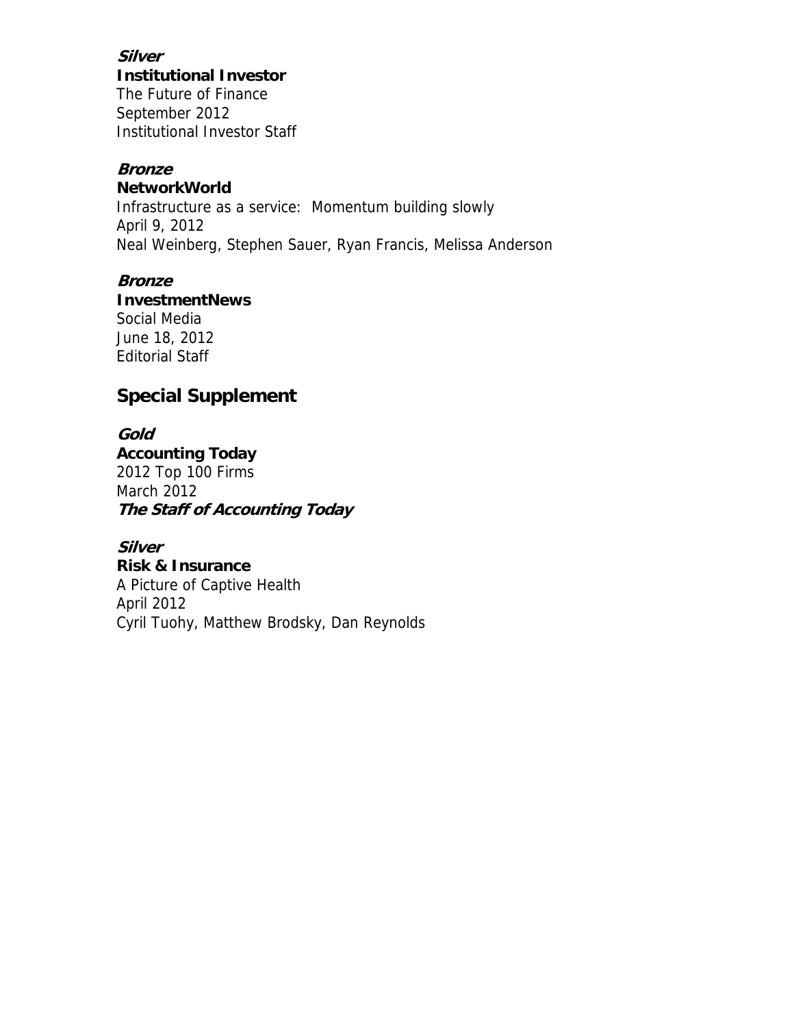***Silver***
**Institutional Investor**
The Future of Finance
September 2012
Institutional Investor Staff

***Bronze***
**NetworkWorld**
Infrastructure as a service:  Momentum building slowly
April 9, 2012
Neal Weinberg, Stephen Sauer, Ryan Francis, Melissa Anderson

***Bronze***
**InvestmentNews**
Social Media
June 18, 2012
Editorial Staff

## Special Supplement

***Gold***
**Accounting Today**
2012 Top 100 Firms
March 2012
***The Staff of Accounting Today***

***Silver***
**Risk & Insurance**
A Picture of Captive Health
April 2012
Cyril Tuohy, Matthew Brodsky, Dan Reynolds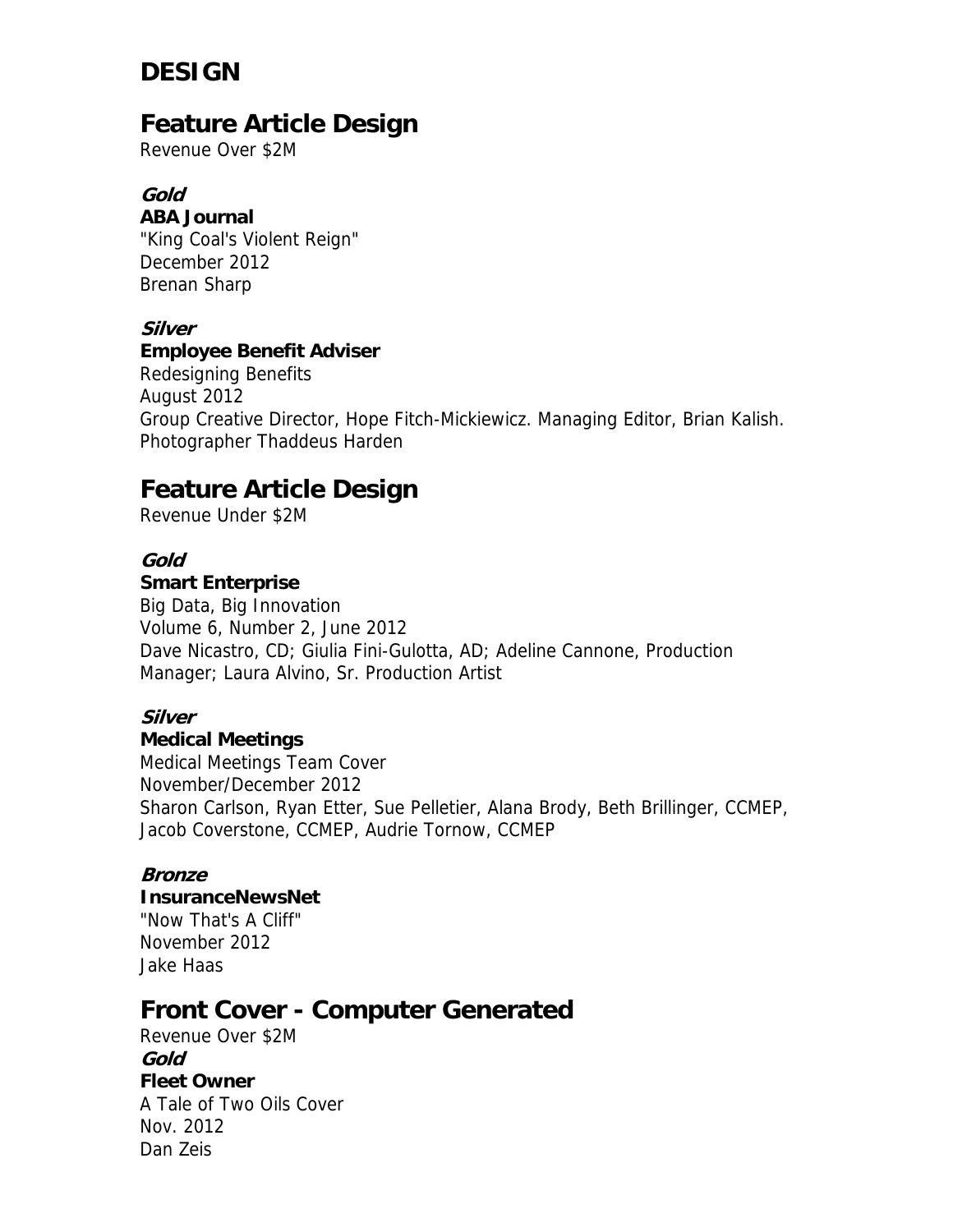# DESIGN

## Feature Article Design

Revenue Over $2M

***Gold***

**ABA Journal**
"King Coal's Violent Reign"
December 2012
Brenan Sharp

***Silver***

**Employee Benefit Adviser**
Redesigning Benefits
August 2012
Group Creative Director, Hope Fitch-Mickiewicz. Managing Editor, Brian Kalish. Photographer Thaddeus Harden

## Feature Article Design

Revenue Under $2M

***Gold***

**Smart Enterprise**
Big Data, Big Innovation
Volume 6, Number 2, June 2012
Dave Nicastro, CD; Giulia Fini-Gulotta, AD; Adeline Cannone, Production Manager; Laura Alvino, Sr. Production Artist

***Silver***

**Medical Meetings**
Medical Meetings Team Cover
November/December 2012
Sharon Carlson, Ryan Etter, Sue Pelletier, Alana Brody, Beth Brillinger, CCMEP, Jacob Coverstone, CCMEP, Audrie Tornow, CCMEP

***Bronze***

**InsuranceNewsNet**
"Now That's A Cliff"
November 2012
Jake Haas

## Front Cover - Computer Generated

Revenue Over $2M

***Gold***

**Fleet Owner**
A Tale of Two Oils Cover
Nov. 2012
Dan Zeis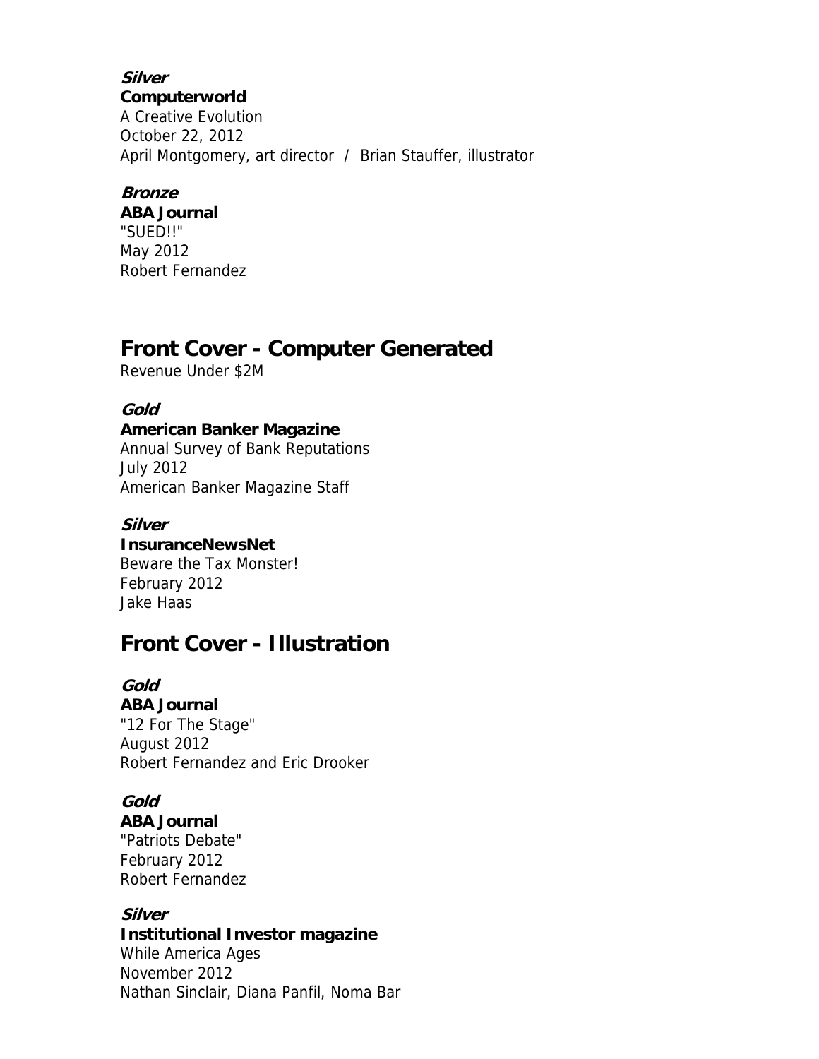***Silver***

**Computerworld**
A Creative Evolution
October 22, 2012
April Montgomery, art director / Brian Stauffer, illustrator

***Bronze***

**ABA Journal**
"SUED!!"
May 2012
Robert Fernandez

## Front Cover - Computer Generated

Revenue Under $2M

***Gold***

**American Banker Magazine**
Annual Survey of Bank Reputations
July 2012
American Banker Magazine Staff

***Silver***

**InsuranceNewsNet**
Beware the Tax Monster!
February 2012
Jake Haas

## Front Cover - Illustration

***Gold***

**ABA Journal**
"12 For The Stage"
August 2012
Robert Fernandez and Eric Drooker

***Gold***

**ABA Journal**
"Patriots Debate"
February 2012
Robert Fernandez

***Silver***

**Institutional Investor magazine**
While America Ages
November 2012
Nathan Sinclair, Diana Panfil, Noma Bar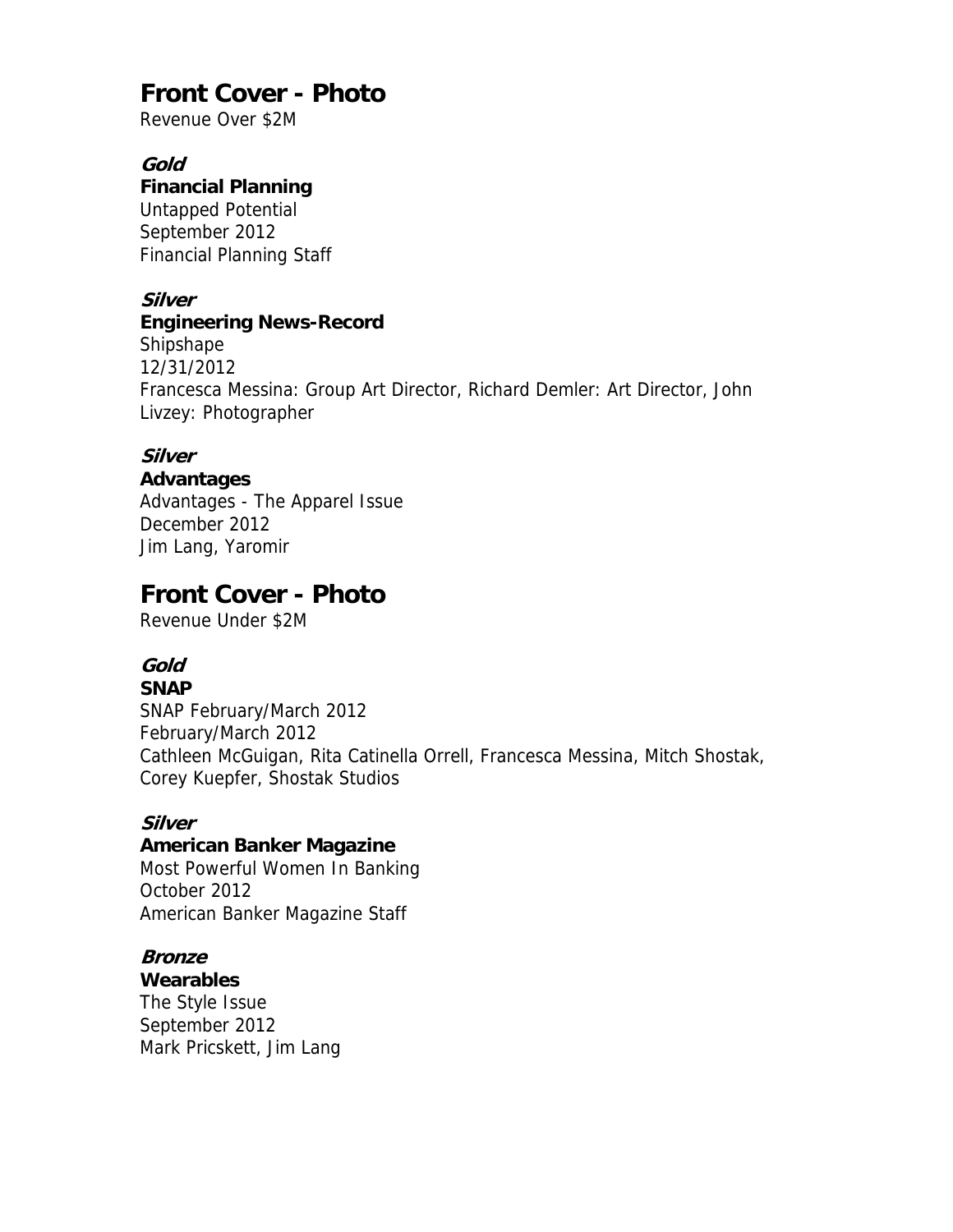# Front Cover - Photo

Revenue Over $2M

***Gold***

**Financial Planning**
Untapped Potential
September 2012
Financial Planning Staff

***Silver***

**Engineering News-Record**
Shipshape
12/31/2012
Francesca Messina: Group Art Director, Richard Demler: Art Director, John Livzey: Photographer

***Silver***

**Advantages**
Advantages - The Apparel Issue
December 2012
Jim Lang, Yaromir

# Front Cover - Photo

Revenue Under $2M

***Gold***

**SNAP**
SNAP February/March 2012
February/March 2012
Cathleen McGuigan, Rita Catinella Orrell, Francesca Messina, Mitch Shostak, Corey Kuepfer, Shostak Studios

***Silver***

**American Banker Magazine**
Most Powerful Women In Banking
October 2012
American Banker Magazine Staff

***Bronze***

**Wearables**
The Style Issue
September 2012
Mark Pricskett, Jim Lang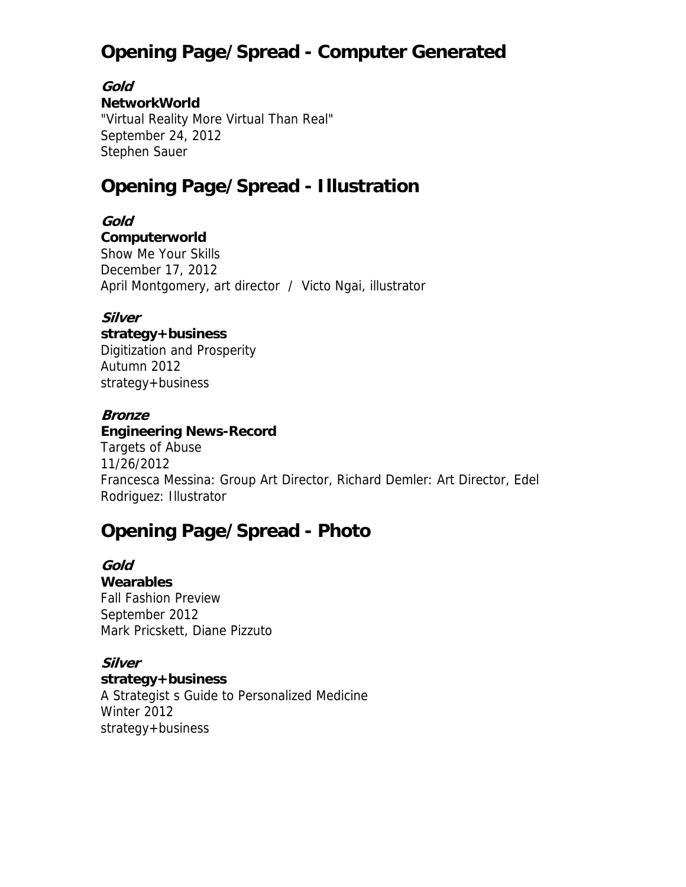## Opening Page/Spread - Computer Generated

***Gold***
**NetworkWorld**
"Virtual Reality More Virtual Than Real"
September 24, 2012
Stephen Sauer

## Opening Page/Spread - Illustration

***Gold***
**Computerworld**
Show Me Your Skills
December 17, 2012
April Montgomery, art director / Victo Ngai, illustrator

***Silver***
**strategy+business**
Digitization and Prosperity
Autumn 2012
strategy+business

***Bronze***
**Engineering News-Record**
Targets of Abuse
11/26/2012
Francesca Messina: Group Art Director, Richard Demler: Art Director, Edel Rodriguez: Illustrator

## Opening Page/Spread - Photo

***Gold***
**Wearables**
Fall Fashion Preview
September 2012
Mark Pricskett, Diane Pizzuto

***Silver***
**strategy+business**
A Strategist s Guide to Personalized Medicine
Winter 2012
strategy+business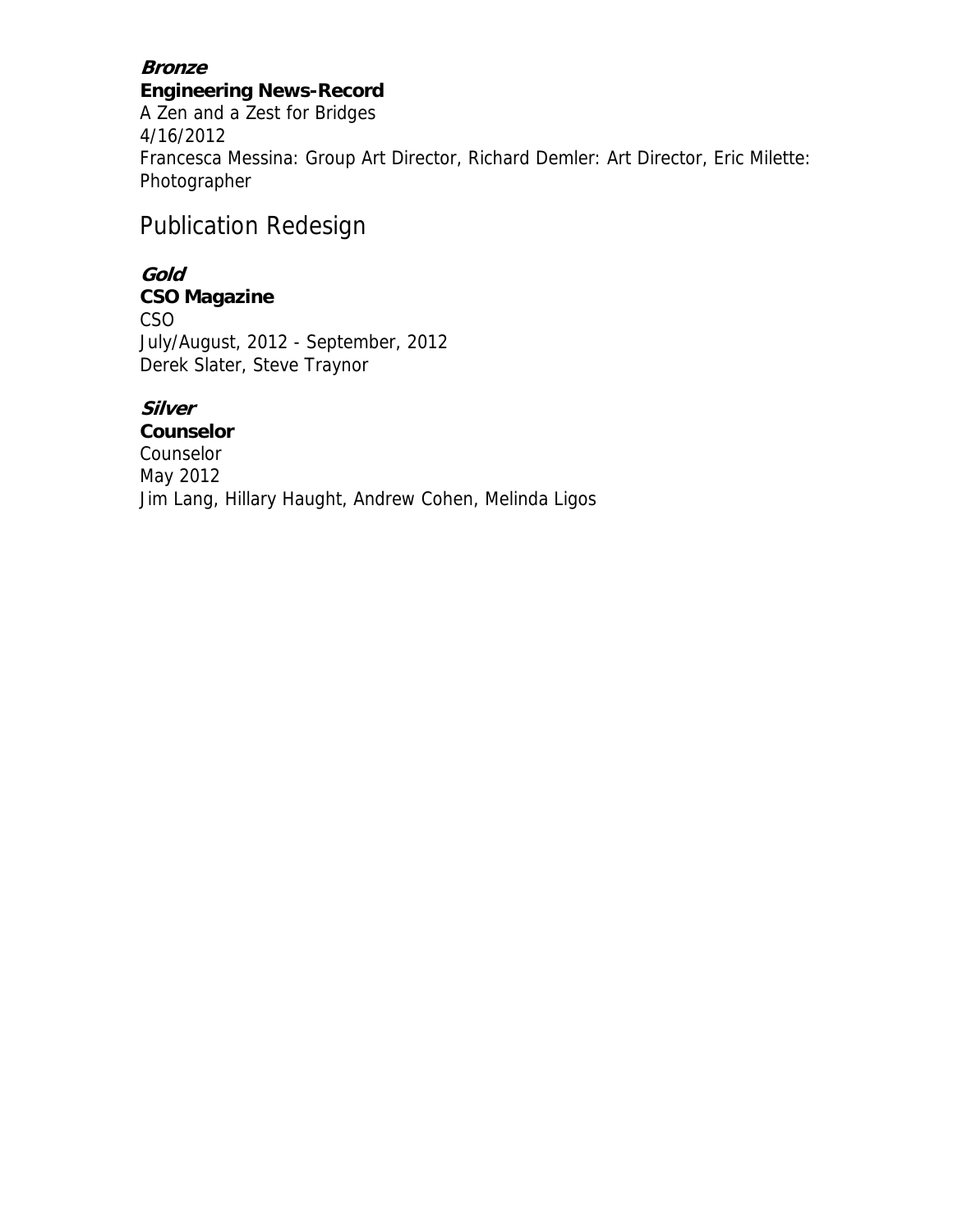***Bronze***
**Engineering News-Record**
A Zen and a Zest for Bridges
4/16/2012
Francesca Messina: Group Art Director, Richard Demler: Art Director, Eric Milette: Photographer

## Publication Redesign

***Gold***
**CSO Magazine**
CSO
July/August, 2012 - September, 2012
Derek Slater, Steve Traynor

***Silver***
**Counselor**
Counselor
May 2012
Jim Lang, Hillary Haught, Andrew Cohen, Melinda Ligos